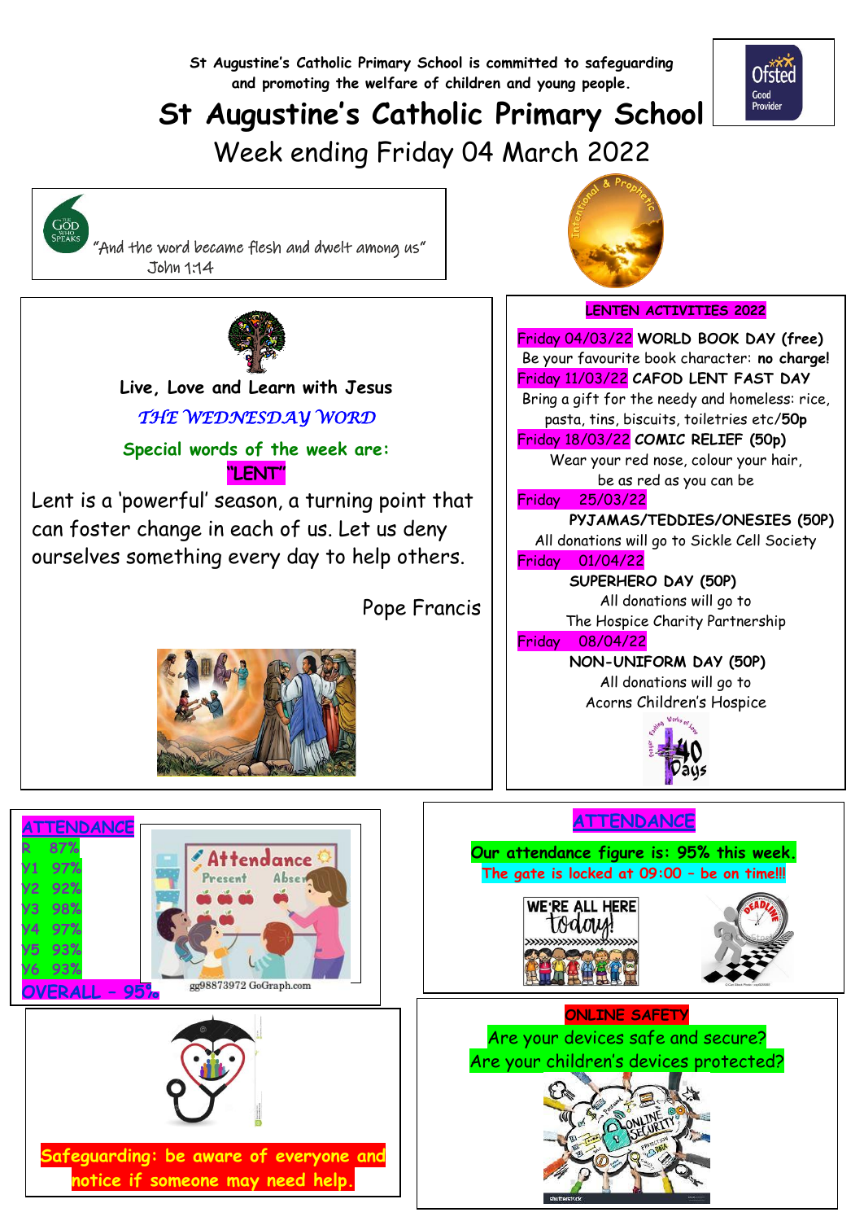St Augustine's Catholic Primary School is committed to safeguarding and promoting the welfare of children and young people.

# St Augustine's Catholic Primary School

## Week ending Friday 04 March 2022

"And the word became flesh and dwelt among us"
John 1:14

**Live, Love and Learn with Jesus**

*THE WEDNESDAY WORD*

**Special words of the week are:**

**"LENT"**

Lent is a 'powerful' season, a turning point that can foster change in each of us. Let us deny ourselves something every day to help others.

Pope Francis

### LENTEN ACTIVITIES 2022

Friday 04/03/22 **WORLD BOOK DAY (free)**
Be your favourite book character: **no charge!**

Friday 11/03/22 **CAFOD LENT FAST DAY**
Bring a gift for the needy and homeless: rice, pasta, tins, biscuits, toiletries etc/**50p**

Friday 18/03/22 **COMIC RELIEF (50p)**
Wear your red nose, colour your hair, be as red as you can be

Friday 25/03/22 **PYJAMAS/TEDDIES/ONESIES (50P)**
All donations will go to Sickle Cell Society

Friday 01/04/22 **SUPERHERO DAY (50P)**
All donations will go to The Hospice Charity Partnership

Friday 08/04/22 **NON-UNIFORM DAY (50P)**
All donations will go to Acorns Children's Hospice

### ATTENDANCE

| Class | Attendance |
|---|---|
| R | 87% |
| Y1 | 97% |
| Y2 | 92% |
| Y3 | 98% |
| Y4 | 97% |
| Y5 | 93% |
| Y6 | 93% |
| OVERALL | 95% |

### ATTENDANCE

**Our attendance figure is: 95% this week.**

The gate is locked at 09:00 – be on time!!!

**Safeguarding: be aware of everyone and notice if someone may need help.**

### ONLINE SAFETY

Are your devices safe and secure?
Are your children's devices protected?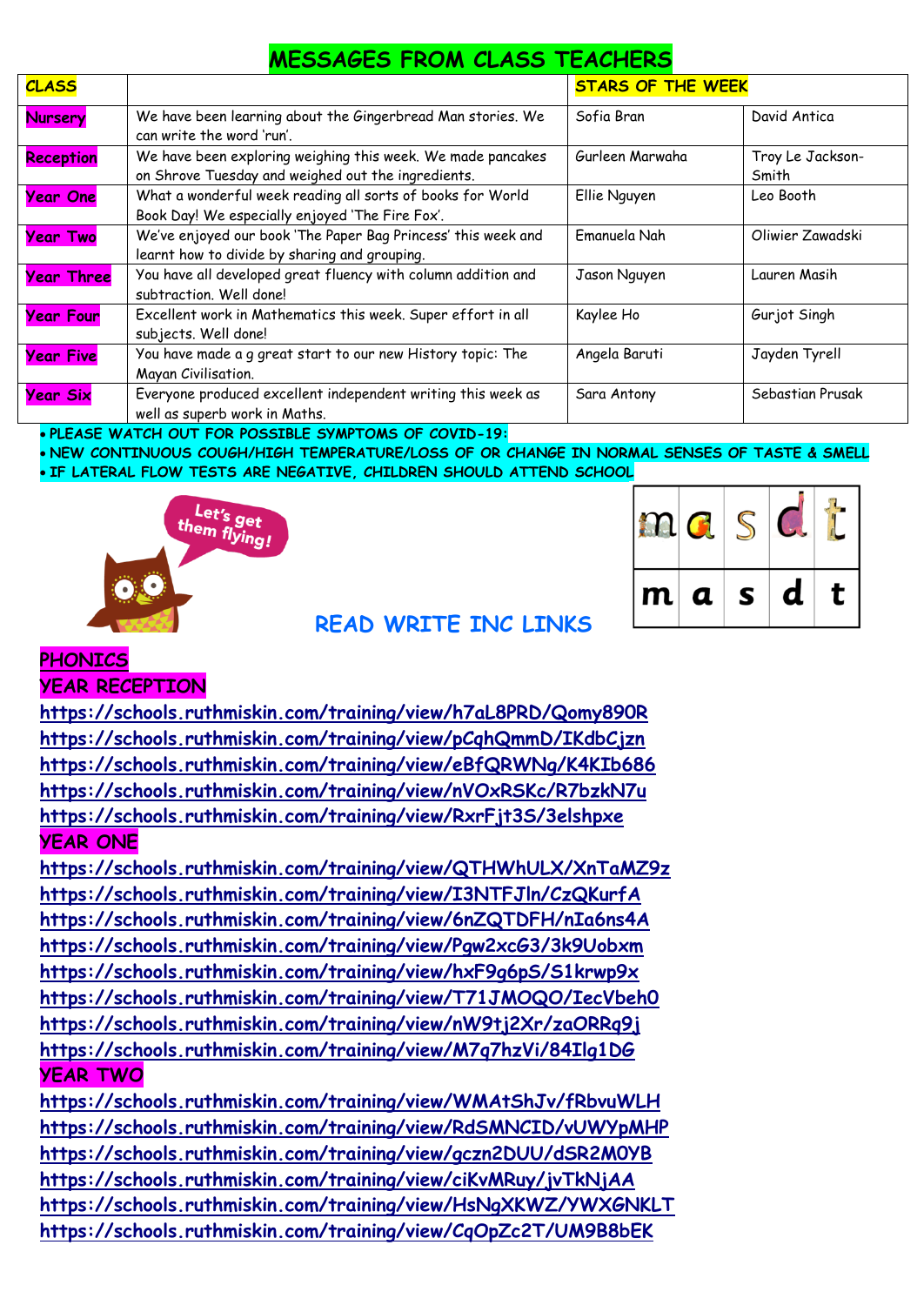# MESSAGES FROM CLASS TEACHERS

| CLASS | | STARS OF THE WEEK | |
|---|---|---|---|
| Nursery | We have been learning about the Gingerbread Man stories. We can write the word 'run'. | Sofia Bran | David Antica |
| Reception | We have been exploring weighing this week. We made pancakes on Shrove Tuesday and weighed out the ingredients. | Gurleen Marwaha | Troy Le Jackson-Smith |
| Year One | What a wonderful week reading all sorts of books for World Book Day! We especially enjoyed 'The Fire Fox'. | Ellie Nguyen | Leo Booth |
| Year Two | We've enjoyed our book 'The Paper Bag Princess' this week and learnt how to divide by sharing and grouping. | Emanuela Nah | Oliwier Zawadski |
| Year Three | You have all developed great fluency with column addition and subtraction. Well done! | Jason Nguyen | Lauren Masih |
| Year Four | Excellent work in Mathematics this week. Super effort in all subjects. Well done! | Kaylee Ho | Gurjot Singh |
| Year Five | You have made a g great start to our new History topic: The Mayan Civilisation. | Angela Baruti | Jayden Tyrell |
| Year Six | Everyone produced excellent independent writing this week as well as superb work in Maths. | Sara Antony | Sebastian Prusak |

- PLEASE WATCH OUT FOR POSSIBLE SYMPTOMS OF COVID-19:
- NEW CONTINUOUS COUGH/HIGH TEMPERATURE/LOSS OF OR CHANGE IN NORMAL SENSES OF TASTE & SMELL
- IF LATERAL FLOW TESTS ARE NEGATIVE, CHILDREN SHOULD ATTEND SCHOOL

Let's get them flying!

| m | a | s | d | t |
|---|---|---|---|---|

## READ WRITE INC LINKS

### PHONICS

### YEAR RECEPTION

https://schools.ruthmiskin.com/training/view/h7aL8PRD/Qomy890R
https://schools.ruthmiskin.com/training/view/pCqhQmmD/IKdbCjzn
https://schools.ruthmiskin.com/training/view/eBfQRWNg/K4KIb686
https://schools.ruthmiskin.com/training/view/nVOxRSKc/R7bzkN7u
https://schools.ruthmiskin.com/training/view/RxrFjt3S/3elshpxe

### YEAR ONE

https://schools.ruthmiskin.com/training/view/QTHWhULX/XnTaMZ9z
https://schools.ruthmiskin.com/training/view/I3NTFJln/CzQKurfA
https://schools.ruthmiskin.com/training/view/6nZQTDFH/nIa6ns4A
https://schools.ruthmiskin.com/training/view/Pgw2xcG3/3k9Uobxm
https://schools.ruthmiskin.com/training/view/hxF9g6pS/S1krwp9x
https://schools.ruthmiskin.com/training/view/T71JMOQO/IecVbeh0
https://schools.ruthmiskin.com/training/view/nW9tj2Xr/zaORRq9j
https://schools.ruthmiskin.com/training/view/M7q7hzVi/84Ilg1DG

### YEAR TWO

https://schools.ruthmiskin.com/training/view/WMAtShJv/fRbvuWLH
https://schools.ruthmiskin.com/training/view/RdSMNCID/vUWYpMHP
https://schools.ruthmiskin.com/training/view/gczn2DUU/dSR2M0YB
https://schools.ruthmiskin.com/training/view/ciKvMRuy/jvTkNjAA
https://schools.ruthmiskin.com/training/view/HsNgXKWZ/YWXGNKLT
https://schools.ruthmiskin.com/training/view/CqOpZc2T/UM9B8bEK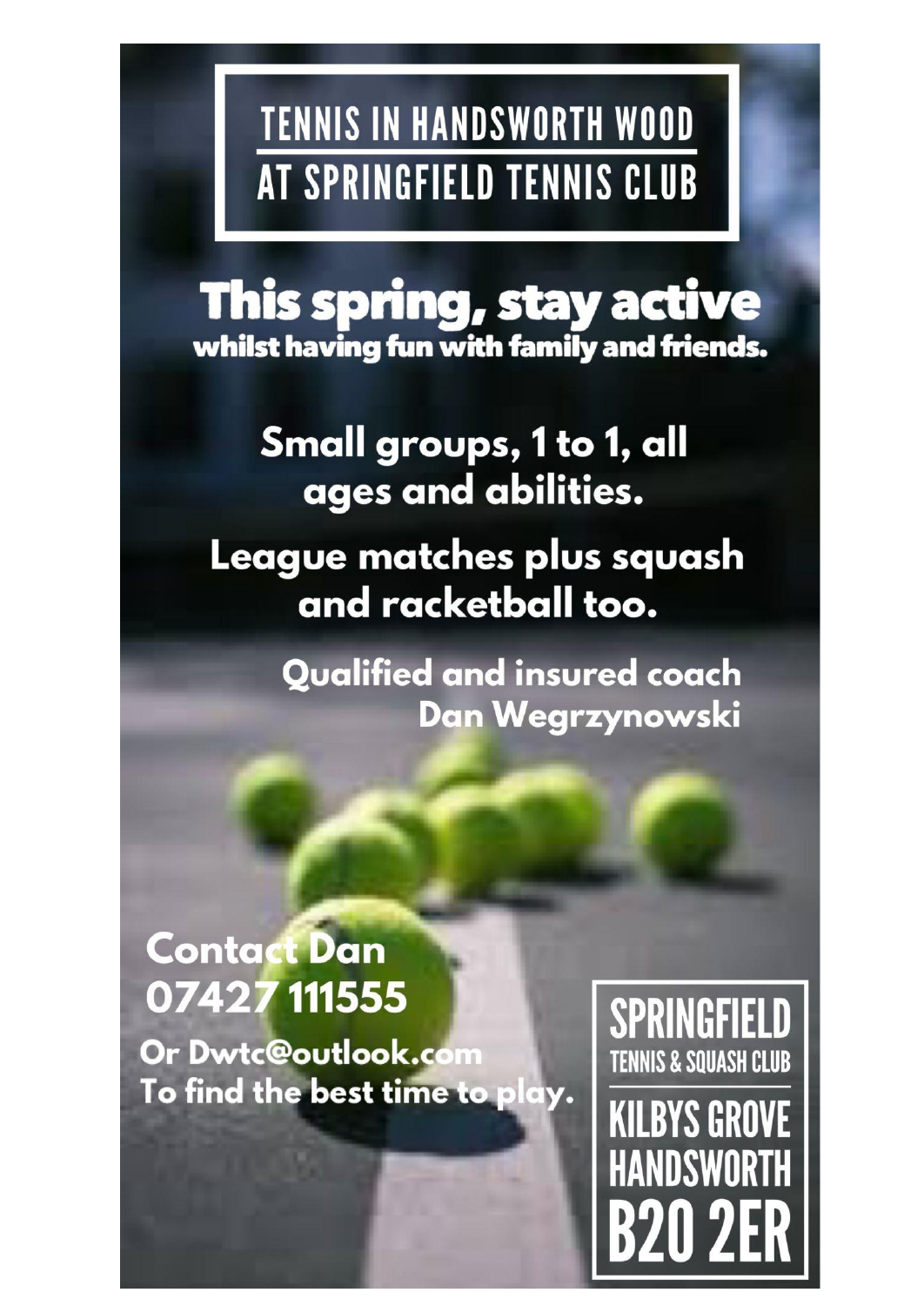# TENNIS IN HANDSWORTH WOOD AT SPRINGFIELD TENNIS CLUB

## This spring, stay active

**whilst having fun with family and friends.**

Small groups, 1 to 1, all ages and abilities.

League matches plus squash and racketball too.

Qualified and insured coach
Dan Wegrzynowski

**Contact Dan**
**07427 111555**

Or Dwtc@outlook.com
To find the best time to play.

**SPRINGFIELD**
**TENNIS & SQUASH CLUB**

**KILBYS GROVE**
**HANDSWORTH**
**B20 2ER**